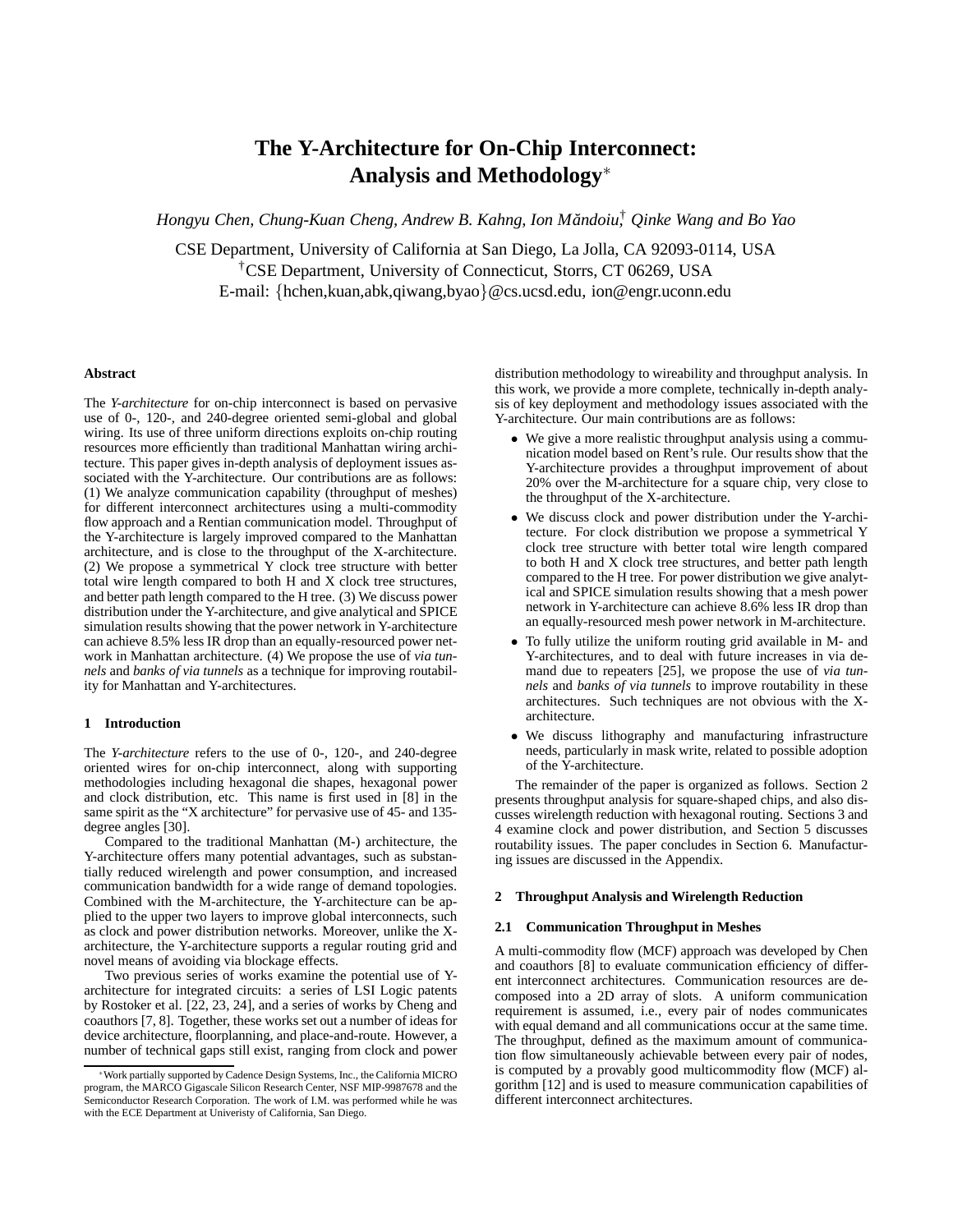# The Y-Architecture for On-Chip Interconnect: Analysis and Methodology*

*Hongyu Chen, Chung-Kuan Cheng, Andrew B. Kahng, Ion Măndoiu,[†] Qinke Wang and Bo Yao*

CSE Department, University of California at San Diego, La Jolla, CA 92093-0114, USA
[†]CSE Department, University of Connecticut, Storrs, CT 06269, USA
E-mail: {hchen,kuan,abk,qiwang,byao}@cs.ucsd.edu, ion@engr.uconn.edu

### Abstract

The *Y-architecture* for on-chip interconnect is based on pervasive use of 0-, 120-, and 240-degree oriented semi-global and global wiring. Its use of three uniform directions exploits on-chip routing resources more efficiently than traditional Manhattan wiring architecture. This paper gives in-depth analysis of deployment issues associated with the Y-architecture. Our contributions are as follows: (1) We analyze communication capability (throughput of meshes) for different interconnect architectures using a multi-commodity flow approach and a Rentian communication model. Throughput of the Y-architecture is largely improved compared to the Manhattan architecture, and is close to the throughput of the X-architecture. (2) We propose a symmetrical Y clock tree structure with better total wire length compared to both H and X clock tree structures, and better path length compared to the H tree. (3) We discuss power distribution under the Y-architecture, and give analytical and SPICE simulation results showing that the power network in Y-architecture can achieve 8.5% less IR drop than an equally-resourced power network in Manhattan architecture. (4) We propose the use of *via tunnels* and *banks of via tunnels* as a technique for improving routability for Manhattan and Y-architectures.

## 1 Introduction

The *Y-architecture* refers to the use of 0-, 120-, and 240-degree oriented wires for on-chip interconnect, along with supporting methodologies including hexagonal die shapes, hexagonal power and clock distribution, etc. This name is first used in [8] in the same spirit as the "X architecture" for pervasive use of 45- and 135-degree angles [30].

Compared to the traditional Manhattan (M-) architecture, the Y-architecture offers many potential advantages, such as substantially reduced wirelength and power consumption, and increased communication bandwidth for a wide range of demand topologies. Combined with the M-architecture, the Y-architecture can be applied to the upper two layers to improve global interconnects, such as clock and power distribution networks. Moreover, unlike the X-architecture, the Y-architecture supports a regular routing grid and novel means of avoiding via blockage effects.

Two previous series of works examine the potential use of Y-architecture for integrated circuits: a series of LSI Logic patents by Rostoker et al. [22, 23, 24], and a series of works by Cheng and coauthors [7, 8]. Together, these works set out a number of ideas for device architecture, floorplanning, and place-and-route. However, a number of technical gaps still exist, ranging from clock and power distribution methodology to wireability and throughput analysis. In this work, we provide a more complete, technically in-depth analysis of key deployment and methodology issues associated with the Y-architecture. Our main contributions are as follows:

- We give a more realistic throughput analysis using a communication model based on Rent's rule. Our results show that the Y-architecture provides a throughput improvement of about 20% over the M-architecture for a square chip, very close to the throughput of the X-architecture.
- We discuss clock and power distribution under the Y-architecture. For clock distribution we propose a symmetrical Y clock tree structure with better total wire length compared to both H and X clock tree structures, and better path length compared to the H tree. For power distribution we give analytical and SPICE simulation results showing that a mesh power network in Y-architecture can achieve 8.6% less IR drop than an equally-resourced mesh power network in M-architecture.
- To fully utilize the uniform routing grid available in M- and Y-architectures, and to deal with future increases in via demand due to repeaters [25], we propose the use of *via tunnels* and *banks of via tunnels* to improve routability in these architectures. Such techniques are not obvious with the X-architecture.
- We discuss lithography and manufacturing infrastructure needs, particularly in mask write, related to possible adoption of the Y-architecture.

The remainder of the paper is organized as follows. Section 2 presents throughput analysis for square-shaped chips, and also discusses wirelength reduction with hexagonal routing. Sections 3 and 4 examine clock and power distribution, and Section 5 discusses routability issues. The paper concludes in Section 6. Manufacturing issues are discussed in the Appendix.

## 2 Throughput Analysis and Wirelength Reduction

### 2.1 Communication Throughput in Meshes

A multi-commodity flow (MCF) approach was developed by Chen and coauthors [8] to evaluate communication efficiency of different interconnect architectures. Communication resources are decomposed into a 2D array of slots. A uniform communication requirement is assumed, i.e., every pair of nodes communicates with equal demand and all communications occur at the same time. The throughput, defined as the maximum amount of communication flow simultaneously achievable between every pair of nodes, is computed by a provably good multicommodity flow (MCF) algorithm [12] and is used to measure communication capabilities of different interconnect architectures.

*Work partially supported by Cadence Design Systems, Inc., the California MICRO program, the MARCO Gigascale Silicon Research Center, NSF MIP-9987678 and the Semiconductor Research Corporation. The work of I.M. was performed while he was with the ECE Department at Univeristy of California, San Diego.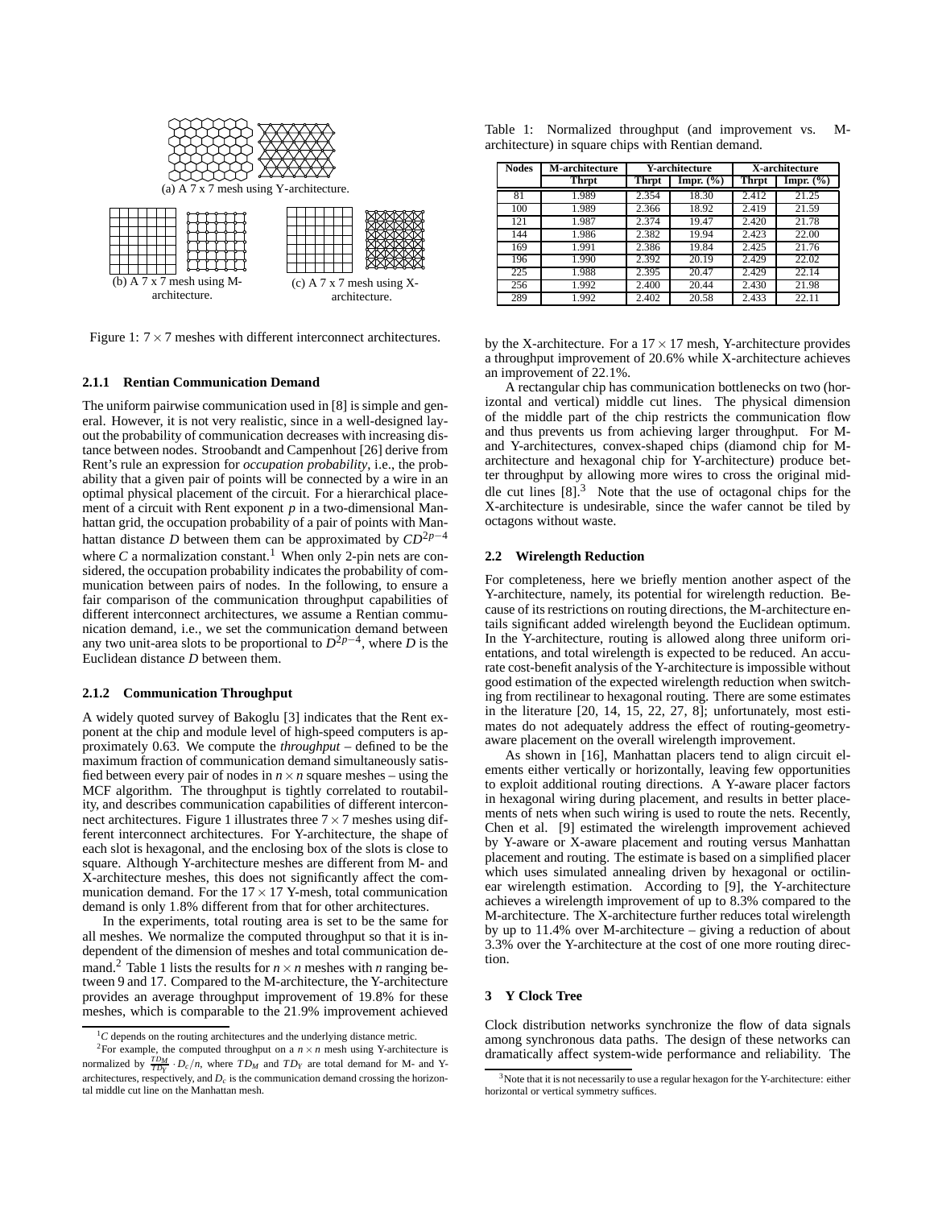(a) A 7 x 7 mesh using Y-architecture.

(b) A 7 x 7 mesh using M-architecture.

(c) A 7 x 7 mesh using X-architecture.

Figure 1: $7 \times 7$ meshes with different interconnect architectures.

#### 2.1.1 Rentian Communication Demand

The uniform pairwise communication used in [8] is simple and general. However, it is not very realistic, since in a well-designed layout the probability of communication decreases with increasing distance between nodes. Stroobandt and Campenhout [26] derive from Rent's rule an expression for *occupation probability*, i.e., the probability that a given pair of points will be connected by a wire in an optimal physical placement of the circuit. For a hierarchical placement of a circuit with Rent exponent $p$ in a two-dimensional Manhattan grid, the occupation probability of a pair of points with Manhattan distance $D$ between them can be approximated by $CD^{2p-4}$ where $C$ a normalization constant.[1] When only 2-pin nets are considered, the occupation probability indicates the probability of communication between pairs of nodes. In the following, to ensure a fair comparison of the communication throughput capabilities of different interconnect architectures, we assume a Rentian communication demand, i.e., we set the communication demand between any two unit-area slots to be proportional to $D^{2p-4}$, where $D$ is the Euclidean distance $D$ between them.

#### 2.1.2 Communication Throughput

A widely quoted survey of Bakoglu [3] indicates that the Rent exponent at the chip and module level of high-speed computers is approximately 0.63. We compute the *throughput* – defined to be the maximum fraction of communication demand simultaneously satisfied between every pair of nodes in $n \times n$ square meshes – using the MCF algorithm. The throughput is tightly correlated to routability, and describes communication capabilities of different interconnect architectures. Figure 1 illustrates three $7 \times 7$ meshes using different interconnect architectures. For Y-architecture, the shape of each slot is hexagonal, and the enclosing box of the slots is close to square. Although Y-architecture meshes are different from M- and X-architecture meshes, this does not significantly affect the communication demand. For the $17 \times 17$ Y-mesh, total communication demand is only 1.8% different from that for other architectures.

In the experiments, total routing area is set to be the same for all meshes. We normalize the computed throughput so that it is independent of the dimension of meshes and total communication demand.[2] Table 1 lists the results for $n \times n$ meshes with $n$ ranging between 9 and 17. Compared to the M-architecture, the Y-architecture provides an average throughput improvement of 19.8% for these meshes, which is comparable to the 21.9% improvement achieved by the X-architecture. For a $17 \times 17$ mesh, Y-architecture provides a throughput improvement of 20.6% while X-architecture achieves an improvement of 22.1%.

Table 1: Normalized throughput (and improvement vs. M-architecture) in square chips with Rentian demand.

| Nodes | M-architecture | Y-architecture | | X-architecture | |
|---|---|---|---|---|---|
| | Thrpt | Thrpt | Impr. (%) | Thrpt | Impr. (%) |
| 81 | 1.989 | 2.354 | 18.30 | 2.412 | 21.25 |
| 100 | 1.989 | 2.366 | 18.92 | 2.419 | 21.59 |
| 121 | 1.987 | 2.374 | 19.47 | 2.420 | 21.78 |
| 144 | 1.986 | 2.382 | 19.94 | 2.423 | 22.00 |
| 169 | 1.991 | 2.386 | 19.84 | 2.425 | 21.76 |
| 196 | 1.990 | 2.392 | 20.19 | 2.429 | 22.02 |
| 225 | 1.988 | 2.395 | 20.47 | 2.429 | 22.14 |
| 256 | 1.992 | 2.400 | 20.44 | 2.430 | 21.98 |
| 289 | 1.992 | 2.402 | 20.58 | 2.433 | 22.11 |

A rectangular chip has communication bottlenecks on two (horizontal and vertical) middle cut lines. The physical dimension of the middle part of the chip restricts the communication flow and thus prevents us from achieving larger throughput. For M- and Y-architectures, convex-shaped chips (diamond chip for M-architecture and hexagonal chip for Y-architecture) produce better throughput by allowing more wires to cross the original middle cut lines [8].[3] Note that the use of octagonal chips for the X-architecture is undesirable, since the wafer cannot be tiled by octagons without waste.

### 2.2 Wirelength Reduction

For completeness, here we briefly mention another aspect of the Y-architecture, namely, its potential for wirelength reduction. Because of its restrictions on routing directions, the M-architecture entails significant added wirelength beyond the Euclidean optimum. In the Y-architecture, routing is allowed along three uniform orientations, and total wirelength is expected to be reduced. An accurate cost-benefit analysis of the Y-architecture is impossible without good estimation of the expected wirelength reduction when switching from rectilinear to hexagonal routing. There are some estimates in the literature [20, 14, 15, 22, 27, 8]; unfortunately, most estimates do not adequately address the effect of routing-geometry-aware placement on the overall wirelength improvement.

As shown in [16], Manhattan placers tend to align circuit elements either vertically or horizontally, leaving few opportunities to exploit additional routing directions. A Y-aware placer factors in hexagonal wiring during placement, and results in better placements of nets when such wiring is used to route the nets. Recently, Chen et al. [9] estimated the wirelength improvement achieved by Y-aware or X-aware placement and routing versus Manhattan placement and routing. The estimate is based on a simplified placer which uses simulated annealing driven by hexagonal or octilinear wirelength estimation. According to [9], the Y-architecture achieves a wirelength improvement of up to 8.3% compared to the M-architecture. The X-architecture further reduces total wirelength by up to 11.4% over M-architecture – giving a reduction of about 3.3% over the Y-architecture at the cost of one more routing direction.

## 3 Y Clock Tree

Clock distribution networks synchronize the flow of data signals among synchronous data paths. The design of these networks can dramatically affect system-wide performance and reliability. The

[1] $C$ depends on the routing architectures and the underlying distance metric.

[2] For example, the computed throughput on a $n \times n$ mesh using Y-architecture is normalized by $\frac{TD_M}{TD_Y} \cdot D_c/n$, where $TD_M$ and $TD_Y$ are total demand for M- and Y-architectures, respectively, and $D_c$ is the communication demand crossing the horizontal middle cut line on the Manhattan mesh.

[3] Note that it is not necessarily to use a regular hexagon for the Y-architecture: either horizontal or vertical symmetry suffices.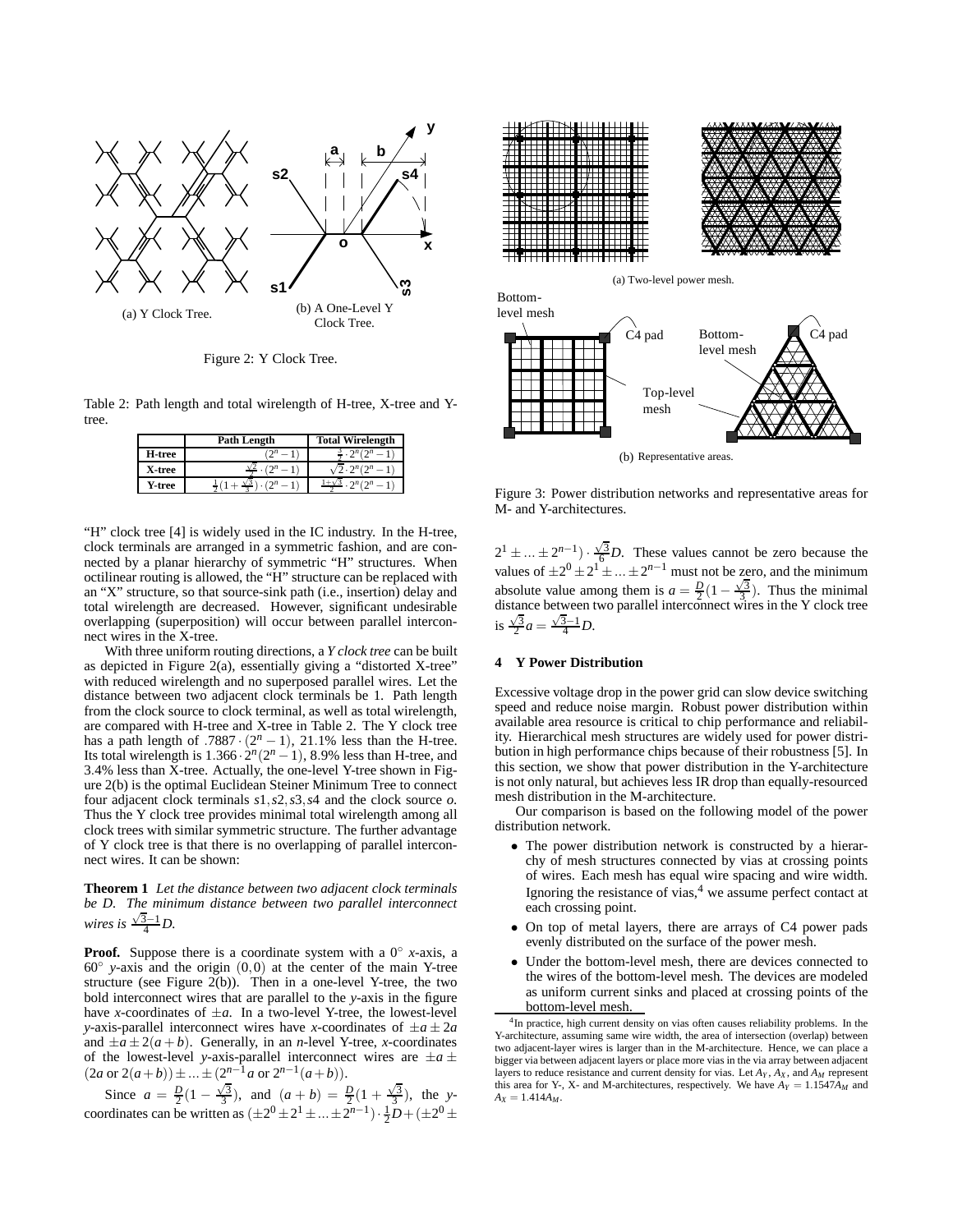(a) Y Clock Tree.

(b) A One-Level Y Clock Tree.

Figure 2: Y Clock Tree.

Table 2: Path length and total wirelength of H-tree, X-tree and Y-tree.

| | Path Length | Total Wirelength |
|---|---|---|
| H-tree | $(2^n - 1)$ | $\frac{3}{2} \cdot 2^n(2^n - 1)$ |
| X-tree | $\frac{\sqrt{2}}{2} \cdot (2^n - 1)$ | $\sqrt{2} \cdot 2^n(2^n - 1)$ |
| Y-tree | $\frac{1}{2}(1 + \frac{\sqrt{3}}{3}) \cdot (2^n - 1)$ | $\frac{1+\sqrt{3}}{2} \cdot 2^n(2^n - 1)$ |

"H" clock tree [4] is widely used in the IC industry. In the H-tree, clock terminals are arranged in a symmetric fashion, and are connected by a planar hierarchy of symmetric "H" structures. When octilinear routing is allowed, the "H" structure can be replaced with an "X" structure, so that source-sink path (i.e., insertion) delay and total wirelength are decreased. However, significant undesirable overlapping (superposition) will occur between parallel interconnect wires in the X-tree.

With three uniform routing directions, a *Y clock tree* can be built as depicted in Figure 2(a), essentially giving a "distorted X-tree" with reduced wirelength and no superposed parallel wires. Let the distance between two adjacent clock terminals be 1. Path length from the clock source to clock terminal, as well as total wirelength, are compared with H-tree and X-tree in Table 2. The Y clock tree has a path length of $.7887 \cdot (2^n - 1)$, 21.1% less than the H-tree. Its total wirelength is $1.366 \cdot 2^n(2^n - 1)$, 8.9% less than H-tree, and 3.4% less than X-tree. Actually, the one-level Y-tree shown in Figure 2(b) is the optimal Euclidean Steiner Minimum Tree to connect four adjacent clock terminals $s1, s2, s3, s4$ and the clock source $o$. Thus the Y clock tree provides minimal total wirelength among all clock trees with similar symmetric structure. The further advantage of Y clock tree is that there is no overlapping of parallel interconnect wires. It can be shown:

**Theorem 1** *Let the distance between two adjacent clock terminals be D. The minimum distance between two parallel interconnect wires is* $\frac{\sqrt{3}-1}{4}D$.

**Proof.** Suppose there is a coordinate system with a 0° $x$-axis, a 60° $y$-axis and the origin $(0,0)$ at the center of the main Y-tree structure (see Figure 2(b)). Then in a one-level Y-tree, the two bold interconnect wires that are parallel to the $y$-axis in the figure have $x$-coordinates of $\pm a$. In a two-level Y-tree, the lowest-level $y$-axis-parallel interconnect wires have $x$-coordinates of $\pm a \pm 2a$ and $\pm a \pm 2(a+b)$. Generally, in an $n$-level Y-tree, $x$-coordinates of the lowest-level $y$-axis-parallel interconnect wires are $\pm a \pm (2a \text{ or } 2(a+b)) \pm ... \pm (2^{n-1}a \text{ or } 2^{n-1}(a+b))$.

Since $a = \frac{D}{2}(1 - \frac{\sqrt{3}}{3})$, and $(a+b) = \frac{D}{2}(1 + \frac{\sqrt{3}}{3})$, the $y$-coordinates can be written as $(\pm 2^0 \pm 2^1 \pm ... \pm 2^{n-1}) \cdot \frac{1}{2}D + (\pm 2^0 \pm 2^1 \pm ... \pm 2^{n-1}) \cdot \frac{\sqrt{3}}{6}D$. These values cannot be zero because the values of $\pm 2^0 \pm 2^1 \pm ... \pm 2^{n-1}$ must not be zero, and the minimum absolute value among them is $a = \frac{D}{2}(1 - \frac{\sqrt{3}}{3})$. Thus the minimal distance between two parallel interconnect wires in the Y clock tree is $\frac{\sqrt{3}}{2}a = \frac{\sqrt{3}-1}{4}D$.

(a) Two-level power mesh.

(b) Representative areas.

Figure 3: Power distribution networks and representative areas for M- and Y-architectures.

## 4 Y Power Distribution

Excessive voltage drop in the power grid can slow device switching speed and reduce noise margin. Robust power distribution within available area resource is critical to chip performance and reliability. Hierarchical mesh structures are widely used for power distribution in high performance chips because of their robustness [5]. In this section, we show that power distribution in the Y-architecture is not only natural, but achieves less IR drop than equally-resourced mesh distribution in the M-architecture.

Our comparison is based on the following model of the power distribution network.

- The power distribution network is constructed by a hierarchy of mesh structures connected by vias at crossing points of wires. Each mesh has equal wire spacing and wire width. Ignoring the resistance of vias,[4] we assume perfect contact at each crossing point.
- On top of metal layers, there are arrays of C4 power pads evenly distributed on the surface of the power mesh.
- Under the bottom-level mesh, there are devices connected to the wires of the bottom-level mesh. The devices are modeled as uniform current sinks and placed at crossing points of the bottom-level mesh.

[4] In practice, high current density on vias often causes reliability problems. In the Y-architecture, assuming same wire width, the area of intersection (overlap) between two adjacent-layer wires is larger than in the M-architecture. Hence, we can place a bigger via between adjacent layers or place more vias in the via array between adjacent layers to reduce resistance and current density for vias. Let $A_Y$, $A_X$, and $A_M$ represent this area for Y-, X- and M-architectures, respectively. We have $A_Y = 1.1547A_M$ and $A_X = 1.414A_M$.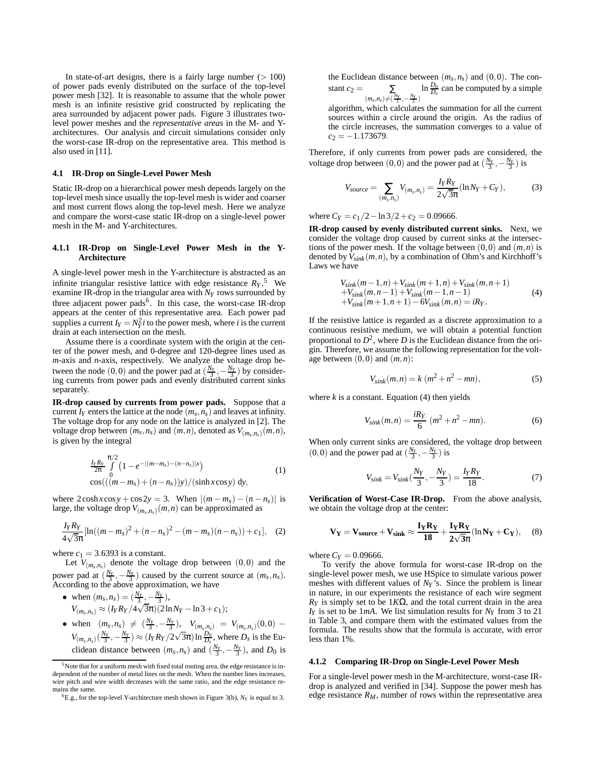In state-of-art designs, there is a fairly large number ($> 100$) of power pads evenly distributed on the surface of the top-level power mesh [32]. It is reasonable to assume that the whole power mesh is an infinite resistive grid constructed by replicating the area surrounded by adjacent power pads. Figure 3 illustrates two-level power meshes and the *representative areas* in the M- and Y-architectures. Our analysis and circuit simulations consider only the worst-case IR-drop on the representative area. This method is also used in [11].

### 4.1 IR-Drop on Single-Level Power Mesh

Static IR-drop on a hierarchical power mesh depends largely on the top-level mesh since usually the top-level mesh is wider and coarser and most current flows along the top-level mesh. Here we analyze and compare the worst-case static IR-drop on a single-level power mesh in the M- and Y-architectures.

#### 4.1.1 IR-Drop on Single-Level Power Mesh in the Y-Architecture

A single-level power mesh in the Y-architecture is abstracted as an infinite triangular resistive lattice with edge resistance $R_Y$.[5] We examine IR-drop in the triangular area with $N_Y$ rows surrounded by three adjacent power pads[6]. In this case, the worst-case IR-drop appears at the center of this representative area. Each power pad supplies a current $I_Y = N_Y^2 i$ to the power mesh, where $i$ is the current drain at each intersection on the mesh.

Assume there is a coordinate system with the origin at the center of the power mesh, and 0-degree and 120-degree lines used as $m$-axis and $n$-axis, respectively. We analyze the voltage drop between the node $(0,0)$ and the power pad at $(\frac{N_Y}{3}, -\frac{N_Y}{3})$ by considering currents from power pads and evenly distributed current sinks separately.

**IR-drop caused by currents from power pads.** Suppose that a current $I_Y$ enters the lattice at the node $(m_s, n_s)$ and leaves at infinity. The voltage drop for any node on the lattice is analyzed in [2]. The voltage drop between $(m_s, n_s)$ and $(m, n)$, denoted as $V_{(m_s,n_s)}(m,n)$, is given by the integral

$$\begin{aligned}&\frac{I_Y R_Y}{2\pi}\int_0^{\pi/2}\left(1-e^{-|(m-m_s)-(n-n_s)|x}\right)\\&\cos(((m-m_s)+(n-n_s))y)/(\sinh x\cos y)\,dy,\end{aligned} \quad (1)$$

where $2\cosh x\cos y + \cos 2y = 3$. When $|(m-m_s)-(n-n_s)|$ is large, the voltage drop $V_{(m_s,n_s)}(m,n)$ can be approximated as

$$\frac{I_Y R_Y}{4\sqrt{3}\pi}[\ln((m-m_s)^2+(n-n_s)^2-(m-m_s)(n-n_s))+c_1], \quad (2)$$

where $c_1 = 3.6393$ is a constant.

Let $V_{(m_s,n_s)}$ denote the voltage drop between $(0,0)$ and the power pad at $(\frac{N_Y}{3}, -\frac{N_Y}{3})$ caused by the current source at $(m_s, n_s)$. According to the above approximation, we have

- when $(m_s, n_s) = (\frac{N_Y}{3}, -\frac{N_Y}{3})$, $V_{(m_s,n_s)} \approx (I_Y R_Y/4\sqrt{3}\pi)(2\ln N_Y - \ln 3 + c_1)$;
- when $(m_s, n_s) \neq (\frac{N_Y}{3}, -\frac{N_Y}{3})$, $V_{(m_s,n_s)} = V_{(m_s,n_s)}(0,0) - V_{(m_s,n_s)}(\frac{N_Y}{3}, -\frac{N_Y}{3}) \approx (I_Y R_Y/2\sqrt{3}\pi)\ln\frac{D_0}{D_s}$, where $D_s$ is the Euclidean distance between $(m_s, n_s)$ and $(\frac{N_Y}{3}, -\frac{N_Y}{3})$, and $D_0$ is the Euclidean distance between $(m_s, n_s)$ and $(0,0)$. The constant $c_2 = \sum_{(m_s,n_s)\neq(\frac{N_Y}{3},-\frac{N_Y}{3})} \ln\frac{D_0}{D_s}$ can be computed by a simple algorithm, which calculates the summation for all the current sources within a circle around the origin. As the radius of the circle increases, the summation converges to a value of $c_2 = -1.173679$.

Therefore, if only currents from power pads are considered, the voltage drop between $(0,0)$ and the power pad at $(\frac{N_Y}{3}, -\frac{N_Y}{3})$ is

$$V_{source} = \sum_{(m_s,n_s)} V_{(m_s,n_s)} = \frac{I_Y R_Y}{2\sqrt{3}\pi}(\ln N_Y + C_Y), \quad (3)$$

where $C_Y = c_1/2 - \ln 3/2 + c_2 = 0.09666$.

**IR-drop caused by evenly distributed current sinks.** Next, we consider the voltage drop caused by current sinks at the intersections of the power mesh. If the voltage between $(0,0)$ and $(m,n)$ is denoted by $V_{sink}(m,n)$, by a combination of Ohm's and Kirchhoff's Laws we have

$$\begin{aligned}&V_{sink}(m-1,n)+V_{sink}(m+1,n)+V_{sink}(m,n+1)\\&+V_{sink}(m,n-1)+V_{sink}(m-1,n-1)\\&+V_{sink}(m+1,n+1)-6V_{sink}(m,n) = iR_Y.\end{aligned} \quad (4)$$

If the resistive lattice is regarded as a discrete approximation to a continuous resistive medium, we will obtain a potential function proportional to $D^2$, where $D$ is the Euclidean distance from the origin. Therefore, we assume the following representation for the voltage between $(0,0)$ and $(m,n)$:

$$V_{sink}(m,n) = k\,(m^2+n^2-mn), \quad (5)$$

where $k$ is a constant. Equation (4) then yields

$$V_{sink}(m,n) = \frac{iR_Y}{6}\,(m^2+n^2-mn). \quad (6)$$

When only current sinks are considered, the voltage drop between $(0,0)$ and the power pad at $(\frac{N_Y}{3}, -\frac{N_Y}{3})$ is

$$V_{sink} = V_{sink}(\frac{N_Y}{3}, -\frac{N_Y}{3}) = \frac{I_Y R_Y}{18}. \quad (7)$$

**Verification of Worst-Case IR-Drop.** From the above analysis, we obtain the voltage drop at the center:

$$\mathbf{V_Y = V_{source} + V_{sink} \approx \frac{I_Y R_Y}{18} + \frac{I_Y R_Y}{2\sqrt{3}\pi}(\ln N_Y + C_Y)}, \quad (8)$$

where $C_Y = 0.09666$.

To verify the above formula for worst-case IR-drop on the single-level power mesh, we use HSpice to simulate various power meshes with different values of $N_Y$'s. Since the problem is linear in nature, in our experiments the resistance of each wire segment $R_Y$ is simply set to be $1K\Omega$, and the total current drain in the area $I_Y$ is set to be $1mA$. We list simulation results for $N_Y$ from 3 to 21 in Table 3, and compare them with the estimated values from the formula. The results show that the formula is accurate, with error less than 1%.

#### 4.1.2 Comparing IR-Drop on Single-Level Power Mesh

For a single-level power mesh in the M-architecture, worst-case IR-drop is analyzed and verified in [34]. Suppose the power mesh has edge resistance $R_M$, number of rows within the representative area

[5] Note that for a uniform mesh with fixed total routing area, the edge resistance is independent of the number of metal lines on the mesh. When the number lines increases, wire pitch and wire width decreases with the same ratio, and the edge resistance remains the same.

[6] E.g., for the top-level Y-architecture mesh shown in Figure 3(b), $N_Y$ is equal to 3.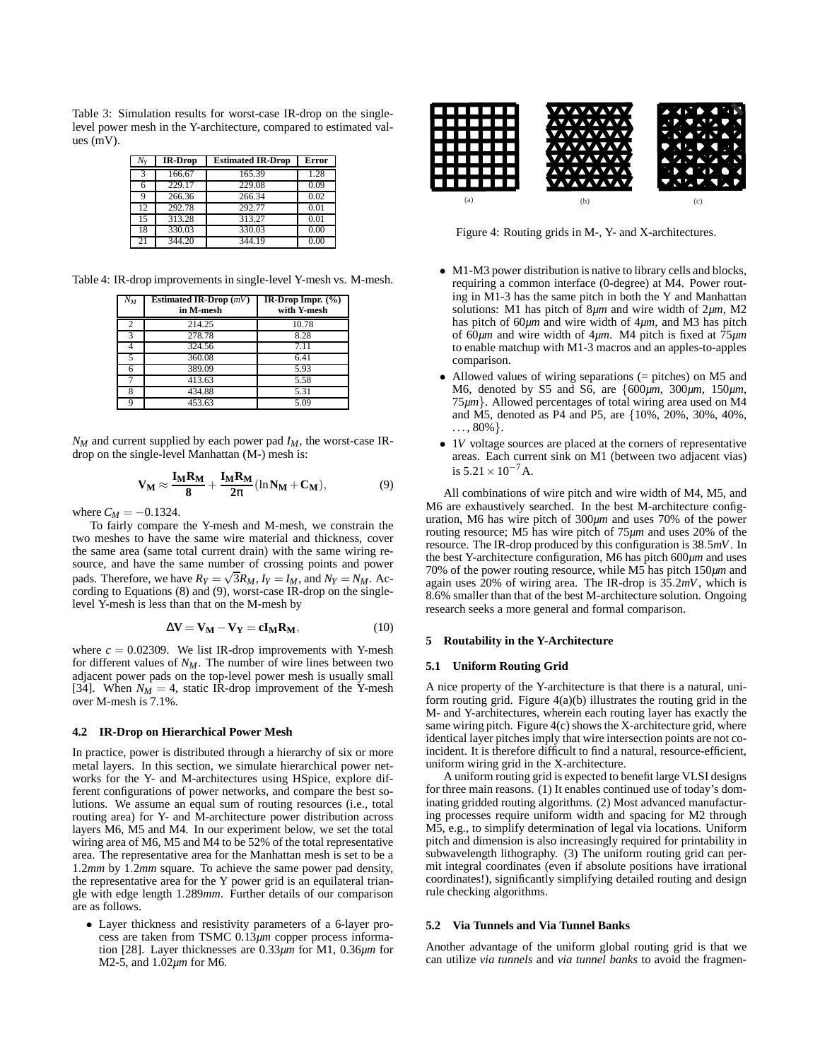Table 3: Simulation results for worst-case IR-drop on the single-level power mesh in the Y-architecture, compared to estimated values (mV).

| $N_Y$ | IR-Drop | Estimated IR-Drop | Error |
|---|---|---|---|
| 3 | 166.67 | 165.39 | 1.28 |
| 6 | 229.17 | 229.08 | 0.09 |
| 9 | 266.36 | 266.34 | 0.02 |
| 12 | 292.78 | 292.77 | 0.01 |
| 15 | 313.28 | 313.27 | 0.01 |
| 18 | 330.03 | 330.03 | 0.00 |
| 21 | 344.20 | 344.19 | 0.00 |

Table 4: IR-drop improvements in single-level Y-mesh vs. M-mesh.

| $N_M$ | Estimated IR-Drop ($mV$) in M-mesh | IR-Drop Impr. (%) with Y-mesh |
|---|---|---|
| 2 | 214.25 | 10.78 |
| 3 | 278.78 | 8.28 |
| 4 | 324.56 | 7.11 |
| 5 | 360.08 | 6.41 |
| 6 | 389.09 | 5.93 |
| 7 | 413.63 | 5.58 |
| 8 | 434.88 | 5.31 |
| 9 | 453.63 | 5.09 |

$N_M$ and current supplied by each power pad $I_M$, the worst-case IR-drop on the single-level Manhattan (M-) mesh is:

$$\mathbf{V_M} \approx \frac{\mathbf{I_M R_M}}{\mathbf{8}} + \frac{\mathbf{I_M R_M}}{\mathbf{2\pi}}(\ln \mathbf{N_M} + \mathbf{C_M}), \tag{9}$$

where $C_M = -0.1324$.

To fairly compare the Y-mesh and M-mesh, we constrain the two meshes to have the same wire material and thickness, cover the same area (same total current drain) with the same wiring resource, and have the same number of crossing points and power pads. Therefore, we have $R_Y = \sqrt{3}R_M$, $I_Y = I_M$, and $N_Y = N_M$. According to Equations (8) and (9), worst-case IR-drop on the single-level Y-mesh is less than that on the M-mesh by

$$\mathbf{\Delta V} = \mathbf{V_M} - \mathbf{V_Y} = \mathbf{c I_M R_M}, \tag{10}$$

where $c = 0.02309$. We list IR-drop improvements with Y-mesh for different values of $N_M$. The number of wire lines between two adjacent power pads on the top-level power mesh is usually small [34]. When $N_M = 4$, static IR-drop improvement of the Y-mesh over M-mesh is 7.1%.

### 4.2 IR-Drop on Hierarchical Power Mesh

In practice, power is distributed through a hierarchy of six or more metal layers. In this section, we simulate hierarchical power networks for the Y- and M-architectures using HSpice, explore different configurations of power networks, and compare the best solutions. We assume an equal sum of routing resources (i.e., total routing area) for Y- and M-architecture power distribution across layers M6, M5 and M4. In our experiment below, we set the total wiring area of M6, M5 and M4 to be 52% of the total representative area. The representative area for the Manhattan mesh is set to be a $1.2mm$ by $1.2mm$ square. To achieve the same power pad density, the representative area for the Y power grid is an equilateral triangle with edge length $1.289mm$. Further details of our comparison are as follows.

- Layer thickness and resistivity parameters of a 6-layer process are taken from TSMC $0.13\mu m$ copper process information [28]. Layer thicknesses are $0.33\mu m$ for M1, $0.36\mu m$ for M2-5, and $1.02\mu m$ for M6.
- M1-M3 power distribution is native to library cells and blocks, requiring a common interface (0-degree) at M4. Power routing in M1-3 has the same pitch in both the Y and Manhattan solutions: M1 has pitch of $8\mu m$ and wire width of $2\mu m$, M2 has pitch of $60\mu m$ and wire width of $4\mu m$, and M3 has pitch of $60\mu m$ and wire width of $4\mu m$. M4 pitch is fixed at $75\mu m$ to enable matchup with M1-3 macros and an apples-to-apples comparison.
- Allowed values of wiring separations (= pitches) on M5 and M6, denoted by S5 and S6, are $\{600\mu m, 300\mu m, 150\mu m, 75\mu m\}$. Allowed percentages of total wiring area used on M4 and M5, denoted as P4 and P5, are {10%, 20%, 30%, 40%, ..., 80%}.
- $1V$ voltage sources are placed at the corners of representative areas. Each current sink on M1 (between two adjacent vias) is $5.21 \times 10^{-7}$A.

All combinations of wire pitch and wire width of M4, M5, and M6 are exhaustively searched. In the best M-architecture configuration, M6 has wire pitch of $300\mu m$ and uses 70% of the power routing resource; M5 has wire pitch of $75\mu m$ and uses 20% of the resource. The IR-drop produced by this configuration is $38.5mV$. In the best Y-architecture configuration, M6 has pitch $600\mu m$ and uses 70% of the power routing resource, while M5 has pitch $150\mu m$ and again uses 20% of wiring area. The IR-drop is $35.2mV$, which is 8.6% smaller than that of the best M-architecture solution. Ongoing research seeks a more general and formal comparison.

(a) (b) (c)

Figure 4: Routing grids in M-, Y- and X-architectures.

## 5 Routability in the Y-Architecture

### 5.1 Uniform Routing Grid

A nice property of the Y-architecture is that there is a natural, uniform routing grid. Figure 4(a)(b) illustrates the routing grid in the M- and Y-architectures, wherein each routing layer has exactly the same wiring pitch. Figure 4(c) shows the X-architecture grid, where identical layer pitches imply that wire intersection points are not coincident. It is therefore difficult to find a natural, resource-efficient, uniform wiring grid in the X-architecture.

A uniform routing grid is expected to benefit large VLSI designs for three main reasons. (1) It enables continued use of today's dominating gridded routing algorithms. (2) Most advanced manufacturing processes require uniform width and spacing for M2 through M5, e.g., to simplify determination of legal via locations. Uniform pitch and dimension is also increasingly required for printability in subwavelength lithography. (3) The uniform routing grid can permit integral coordinates (even if absolute positions have irrational coordinates!), significantly simplifying detailed routing and design rule checking algorithms.

### 5.2 Via Tunnels and Via Tunnel Banks

Another advantage of the uniform global routing grid is that we can utilize *via tunnels* and *via tunnel banks* to avoid the fragmen-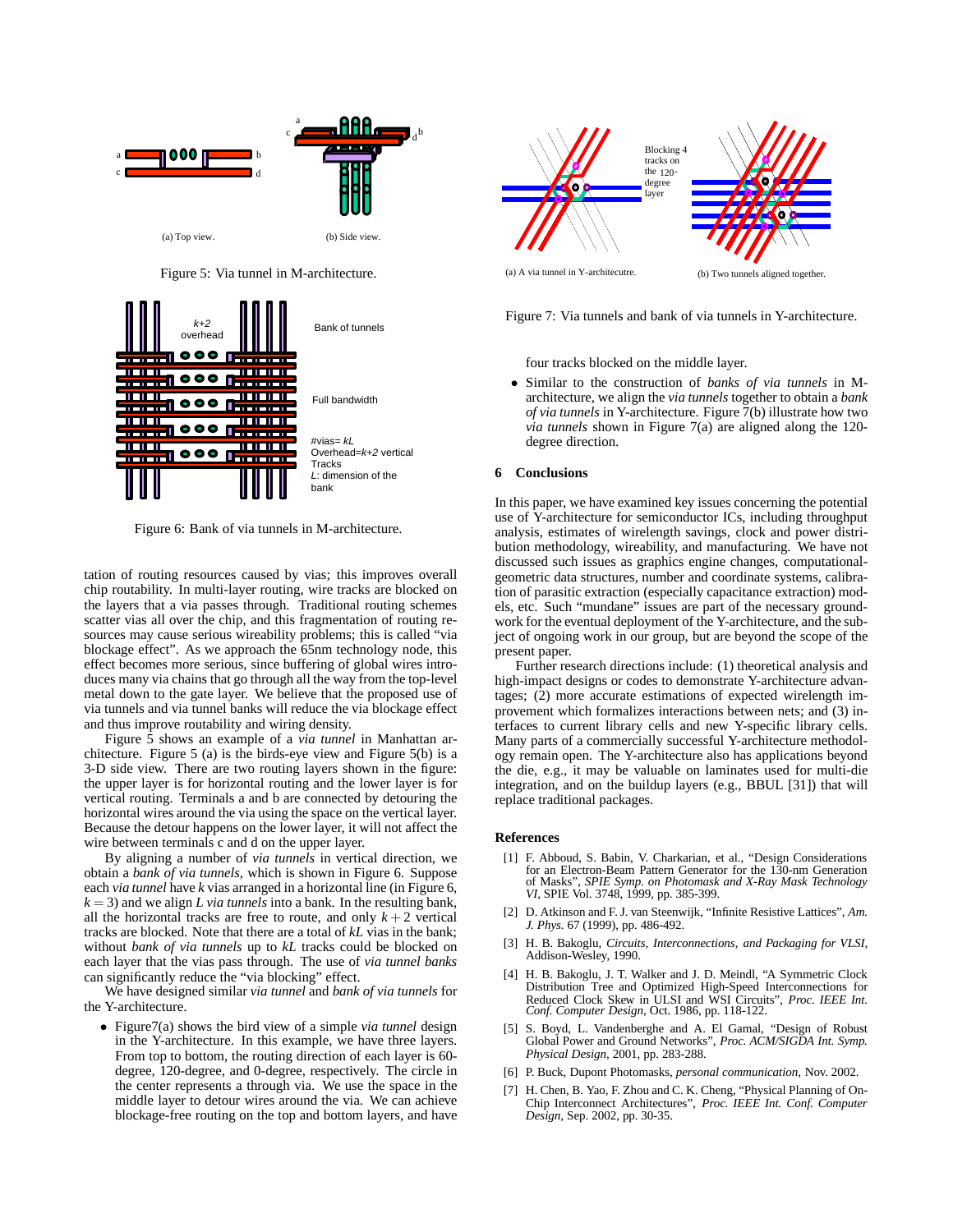(a) Top view.

(b) Side view.

Figure 5: Via tunnel in M-architecture.

Figure 6: Bank of via tunnels in M-architecture.

tation of routing resources caused by vias; this improves overall chip routability. In multi-layer routing, wire tracks are blocked on the layers that a via passes through. Traditional routing schemes scatter vias all over the chip, and this fragmentation of routing resources may cause serious wireability problems; this is called "via blockage effect". As we approach the 65nm technology node, this effect becomes more serious, since buffering of global wires introduces many via chains that go through all the way from the top-level metal down to the gate layer. We believe that the proposed use of via tunnels and via tunnel banks will reduce the via blockage effect and thus improve routability and wiring density.

Figure 5 shows an example of a *via tunnel* in Manhattan architecture. Figure 5 (a) is the birds-eye view and Figure 5(b) is a 3-D side view. There are two routing layers shown in the figure: the upper layer is for horizontal routing and the lower layer is for vertical routing. Terminals a and b are connected by detouring the horizontal wires around the via using the space on the vertical layer. Because the detour happens on the lower layer, it will not affect the wire between terminals c and d on the upper layer.

By aligning a number of *via tunnels* in vertical direction, we obtain a *bank of via tunnels*, which is shown in Figure 6. Suppose each *via tunnel* have $k$ vias arranged in a horizontal line (in Figure 6, $k = 3$) and we align $L$ *via tunnels* into a bank. In the resulting bank, all the horizontal tracks are free to route, and only $k+2$ vertical tracks are blocked. Note that there are a total of $kL$ vias in the bank; without *bank of via tunnels* up to $kL$ tracks could be blocked on each layer that the via pass through. The use of *via tunnel banks* can significantly reduce the "via blocking" effect.

We have designed similar *via tunnel* and *bank of via tunnels* for the Y-architecture.

- Figure7(a) shows the bird view of a simple *via tunnel* design in the Y-architecture. In this example, we have three layers. From top to bottom, the routing direction of each layer is 60-degree, 120-degree, and 0-degree, respectively. The circle in the center represents a through via. We use the space in the middle layer to detour wires around the via. We can achieve blockage-free routing on the top and bottom layers, and have four tracks blocked on the middle layer.
- Similar to the construction of *banks of via tunnels* in M-architecture, we align the *via tunnels* together to obtain a *bank of via tunnels* in Y-architecture. Figure 7(b) illustrate how two *via tunnels* shown in Figure 7(a) are aligned along the 120-degree direction.

(a) A via tunnel in Y-architecutre.

(b) Two tunnels aligned together.

Figure 7: Via tunnels and bank of via tunnels in Y-architecture.

## 6 Conclusions

In this paper, we have examined key issues concerning the potential use of Y-architecture for semiconductor ICs, including throughput analysis, estimates of wirelength savings, clock and power distribution methodology, wireability, and manufacturing. We have not discussed such issues as graphics engine changes, computational-geometric data structures, number and coordinate systems, calibration of parasitic extraction (especially capacitance extraction) models, etc. Such "mundane" issues are part of the necessary groundwork for the eventual deployment of the Y-architecture, and the subject of ongoing work in our group, but are beyond the scope of the present paper.

Further research directions include: (1) theoretical analysis and high-impact designs or codes to demonstrate Y-architecture advantages; (2) more accurate estimations of expected wirelength improvement which formalizes interactions between nets; and (3) interfaces to current library cells and new Y-specific library cells. Many parts of a commercially successful Y-architecture methodology remain open. The Y-architecture also has applications beyond the die, e.g., it may be valuable on laminates used for multi-die integration, and on the buildup layers (e.g., BBUL [31]) that will replace traditional packages.

## References

[1] F. Abboud, S. Babin, V. Charkarian, et al., "Design Considerations for an Electron-Beam Pattern Generator for the 130-nm Generation of Masks", *SPIE Symp. on Photomask and X-Ray Mask Technology VI*, SPIE Vol. 3748, 1999, pp. 385-399.

[2] D. Atkinson and F. J. van Steenwijk, "Infinite Resistive Lattices", *Am. J. Phys.* 67 (1999), pp. 486-492.

[3] H. B. Bakoglu, *Circuits, Interconnections, and Packaging for VLSI*, Addison-Wesley, 1990.

[4] H. B. Bakoglu, J. T. Walker and J. D. Meindl, "A Symmetric Clock Distribution Tree and Optimized High-Speed Interconnections for Reduced Clock Skew in ULSI and WSI Circuits", *Proc. IEEE Int. Conf. Computer Design*, Oct. 1986, pp. 118-122.

[5] S. Boyd, L. Vandenberghe and A. El Gamal, "Design of Robust Global Power and Ground Networks", *Proc. ACM/SIGDA Int. Symp. Physical Design*, 2001, pp. 283-288.

[6] P. Buck, Dupont Photomasks, *personal communication*, Nov. 2002.

[7] H. Chen, B. Yao, F. Zhou and C. K. Cheng, "Physical Planning of On-Chip Interconnect Architectures", *Proc. IEEE Int. Conf. Computer Design*, Sep. 2002, pp. 30-35.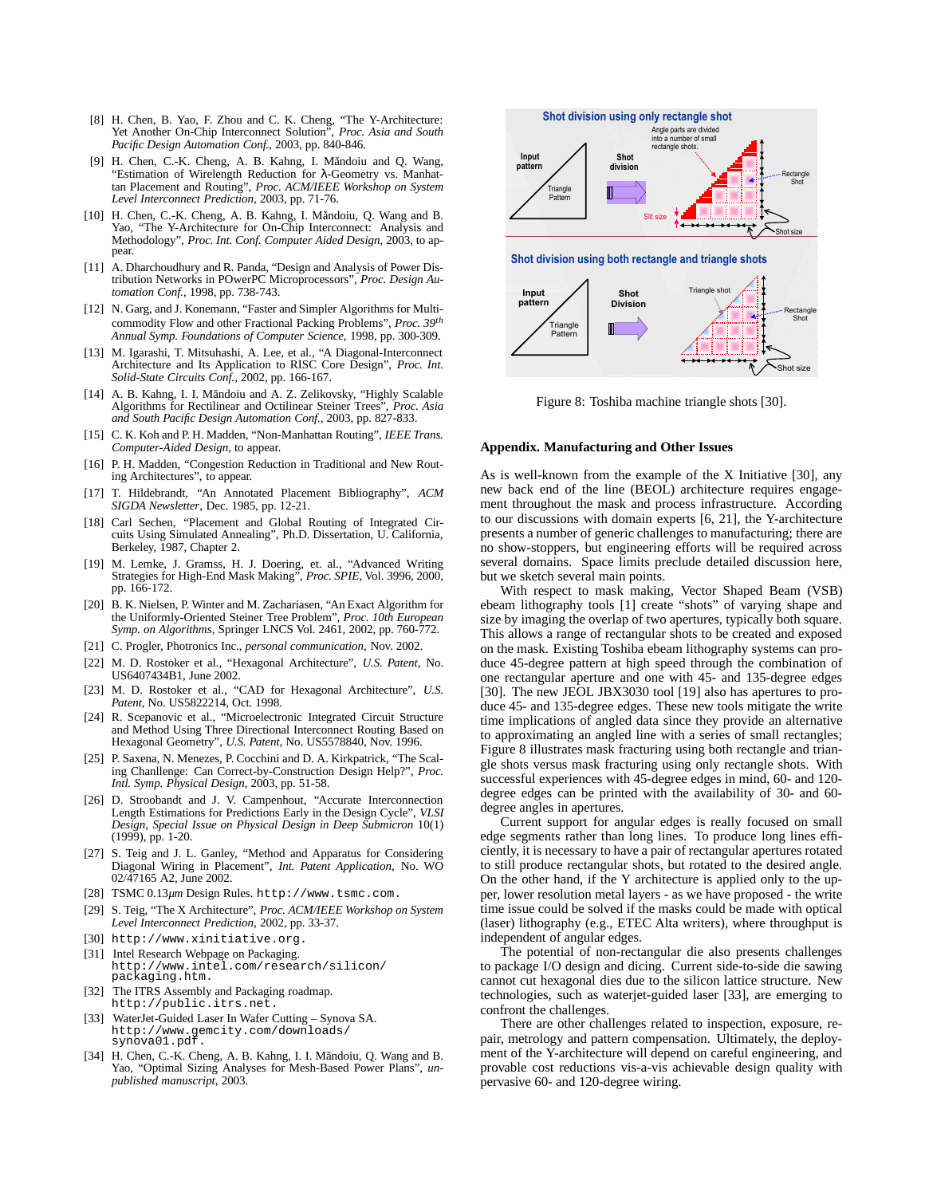[8] H. Chen, B. Yao, F. Zhou and C. K. Cheng, "The Y-Architecture: Yet Another On-Chip Interconnect Solution", *Proc. Asia and South Pacific Design Automation Conf.*, 2003, pp. 840-846.

[9] H. Chen, C.-K. Cheng, A. B. Kahng, I. Măndoiu and Q. Wang, "Estimation of Wirelength Reduction for λ-Geometry vs. Manhattan Placement and Routing", *Proc. ACM/IEEE Workshop on System Level Interconnect Prediction*, 2003, pp. 71-76.

[10] H. Chen, C.-K. Cheng, A. B. Kahng, I. Măndoiu, Q. Wang and B. Yao, "The Y-Architecture for On-Chip Interconnect: Analysis and Methodology", *Proc. Int. Conf. Computer Aided Design*, 2003, to appear.

[11] A. Dharchoudhury and R. Panda, "Design and Analysis of Power Distribution Networks in POwerPC Microprocessors", *Proc. Design Automation Conf.*, 1998, pp. 738-743.

[12] N. Garg, and J. Konemann, "Faster and Simpler Algorithms for Multicommodity Flow and other Fractional Packing Problems", *Proc. 39th Annual Symp. Foundations of Computer Science*, 1998, pp. 300-309.

[13] M. Igarashi, T. Mitsuhashi, A. Lee, et al., "A Diagonal-Interconnect Architecture and Its Application to RISC Core Design", *Proc. Int. Solid-State Circuits Conf.*, 2002, pp. 166-167.

[14] A. B. Kahng, I. I. Măndoiu and A. Z. Zelikovsky, "Highly Scalable Algorithms for Rectilinear and Octilinear Steiner Trees", *Proc. Asia and South Pacific Design Automation Conf.*, 2003, pp. 827-833.

[15] C. K. Koh and P. H. Madden, "Non-Manhattan Routing", *IEEE Trans. Computer-Aided Design*, to appear.

[16] P. H. Madden, "Congestion Reduction in Traditional and New Routing Architectures", to appear.

[17] T. Hildebrandt, "An Annotated Placement Bibliography", *ACM SIGDA Newsletter*, Dec. 1985, pp. 12-21.

[18] Carl Sechen, "Placement and Global Routing of Integrated Circuits Using Simulated Annealing", Ph.D. Dissertation, U. California, Berkeley, 1987, Chapter 2.

[19] M. Lemke, J. Gramss, H. J. Doering, et. al., "Advanced Writing Strategies for High-End Mask Making", *Proc. SPIE*, Vol. 3996, 2000, pp. 166-172.

[20] B. K. Nielsen, P. Winter and M. Zachariasen, "An Exact Algorithm for the Uniformly-Oriented Steiner Tree Problem", *Proc. 10th European Symp. on Algorithms*, Springer LNCS Vol. 2461, 2002, pp. 760-772.

[21] C. Progler, Photronics Inc., *personal communication*, Nov. 2002.

[22] M. D. Rostoker et al., "Hexagonal Architecture", *U.S. Patent*, No. US6407434B1, June 2002.

[23] M. D. Rostoker et al., "CAD for Hexagonal Architecture", *U.S. Patent*, No. US5822214, Oct. 1998.

[24] R. Scepanovic et al., "Microelectronic Integrated Circuit Structure and Method Using Three Directional Interconnect Routing Based on Hexagonal Geometry", *U.S. Patent*, No. US5578840, Nov. 1996.

[25] P. Saxena, N. Menezes, P. Cocchini and D. A. Kirkpatrick, "The Scaling Chanllenge: Can Correct-by-Construction Design Help?", *Proc. Intl. Symp. Physical Design*, 2003, pp. 51-58.

[26] D. Stroobandt and J. V. Campenhout, "Accurate Interconnection Length Estimations for Predictions Early in the Design Cycle", *VLSI Design, Special Issue on Physical Design in Deep Submicron* 10(1) (1999), pp. 1-20.

[27] S. Teig and J. L. Ganley, "Method and Apparatus for Considering Diagonal Wiring in Placement", *Int. Patent Application*, No. WO 02/47165 A2, June 2002.

[28] TSMC 0.13$\mu m$ Design Rules. http://www.tsmc.com.

[29] S. Teig, "The X Architecture", *Proc. ACM/IEEE Workshop on System Level Interconnect Prediction*, 2002, pp. 33-37.

[30] http://www.xinitiative.org.

[31] Intel Research Webpage on Packaging. http://www.intel.com/research/silicon/packaging.htm.

[32] The ITRS Assembly and Packaging roadmap. http://public.itrs.net.

[33] WaterJet-Guided Laser In Wafer Cutting – Synova SA. http://www.gemcity.com/downloads/synova01.pdf.

[34] H. Chen, C.-K. Cheng, A. B. Kahng, I. I. Măndoiu, Q. Wang and B. Yao, "Optimal Sizing Analyses for Mesh-Based Power Plants", *unpublished manuscript*, 2003.

Shot division using only rectangle shot
Input pattern
Triangle Pattern
Shot division
Angle parts are divided into a number of small rectangle shots.
Rectangle Shot
Slit size
Shot size

Shot division using both rectangle and triangle shots
Input pattern
Triangle Pattern
Shot Division
Triangle shot
Rectangle Shot
Shot size

Figure 8: Toshiba machine triangle shots [30].

## Appendix. Manufacturing and Other Issues

As is well-known from the example of the X Initiative [30], any new back end of the line (BEOL) architecture requires engagement throughout the mask and process infrastructure. According to our discussions with domain experts [6, 21], the Y-architecture presents a number of generic challenges to manufacturing; there are no show-stoppers, but engineering efforts will be required across several domains. Space limits preclude detailed discussion here, but we sketch several main points.

With respect to mask making, Vector Shaped Beam (VSB) ebeam lithography tools [1] create "shots" of varying shape and size by imaging the overlap of two apertures, typically both square. This allows a range of rectangular shots to be created and exposed on the mask. Existing Toshiba ebeam lithography systems can produce 45-degree pattern at high speed through the combination of one rectangular aperture and one with 45- and 135-degree edges [30]. The new JEOL JBX3030 tool [19] also has apertures to produce 45- and 135-degree edges. These new tools mitigate the write time implications of angled data since they provide an alternative to approximating an angled line with a series of small rectangles; Figure 8 illustrates mask fracturing using both rectangle and triangle shots versus mask fracturing using only rectangle shots. With successful experiences with 45-degree edges in mind, 60- and 120-degree edges can be printed with the availability of 30- and 60-degree angles in apertures.

Current support for angular edges is really focused on small edge segments rather than long lines. To produce long lines efficiently, it is necessary to have a pair of rectangular apertures rotated to still produce rectangular shots, but rotated to the desired angle. On the other hand, if the Y architecture is applied only to the upper, lower resolution metal layers - as we have proposed - the write time issue could be solved if the masks could be made with optical (laser) lithography (e.g., ETEC Alta writers), where throughput is independent of angular edges.

The potential of non-rectangular die also presents challenges to package I/O design and dicing. Current side-to-side die sawing cannot cut hexagonal dies due to the silicon lattice structure. New technologies, such as waterjet-guided laser [33], are emerging to confront the challenges.

There are other challenges related to inspection, exposure, repair, metrology and pattern compensation. Ultimately, the deployment of the Y-architecture will depend on careful engineering, and provable cost reductions vis-a-vis achievable design quality with pervasive 60- and 120-degree wiring.